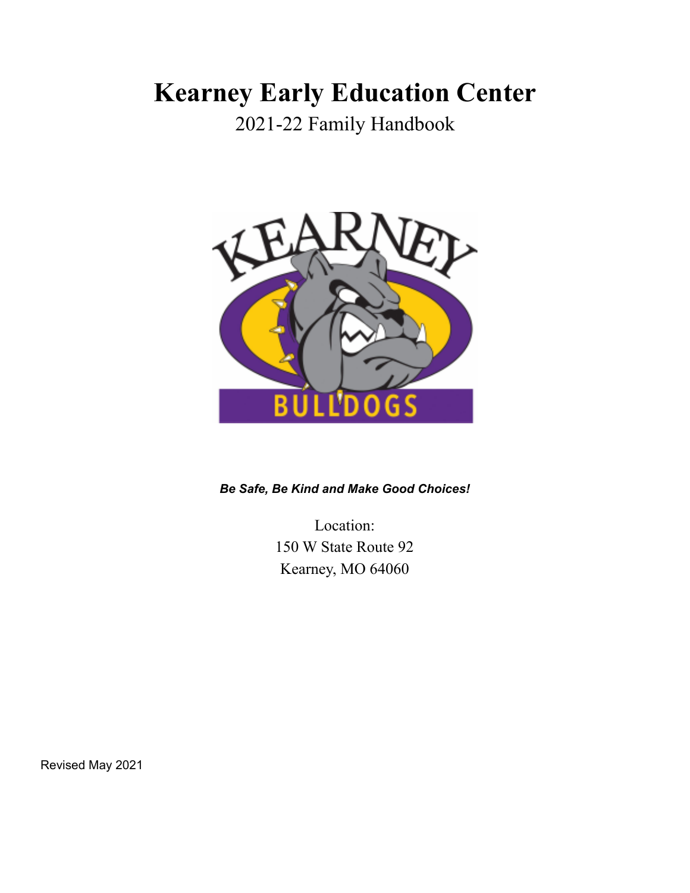# Kearney Early Education Center

2021-22 Family Handbook

***Be Safe, Be Kind and Make Good Choices!***

Location:
150 W State Route 92
Kearney, MO 64060

Revised May 2021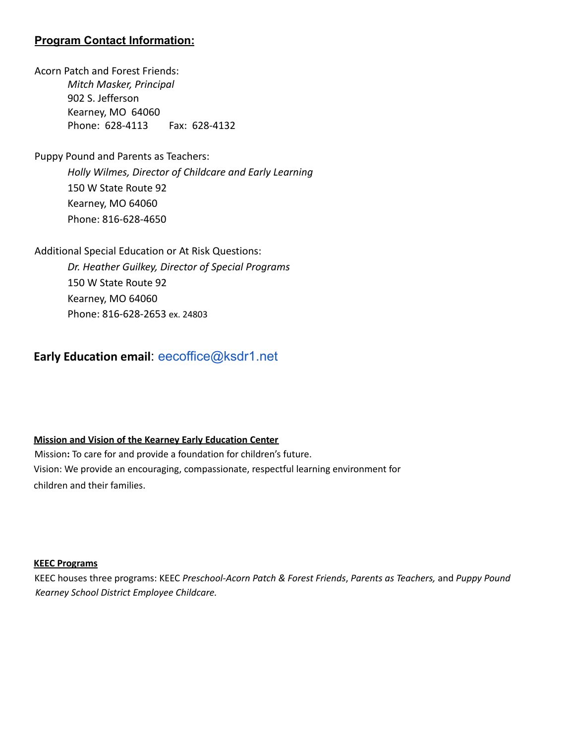## Program Contact Information:

Acorn Patch and Forest Friends:

*Mitch Masker, Principal*
902 S. Jefferson
Kearney, MO  64060
Phone:  628-4113        Fax:  628-4132

Puppy Pound and Parents as Teachers:

*Holly Wilmes, Director of Childcare and Early Learning*
150 W State Route 92
Kearney, MO 64060
Phone: 816-628-4650

Additional Special Education or At Risk Questions:

*Dr. Heather Guilkey, Director of Special Programs*
150 W State Route 92
Kearney, MO 64060
Phone: 816-628-2653 ex. 24803

**Early Education email**: eecoffice@ksdr1.net

### Mission and Vision of the Kearney Early Education Center

Mission**:** To care for and provide a foundation for children's future.
Vision: We provide an encouraging, compassionate, respectful learning environment for children and their families.

### KEEC Programs

KEEC houses three programs: KEEC *Preschool-Acorn Patch & Forest Friends*, *Parents as Teachers,* and *Puppy Pound Kearney School District Employee Childcare.*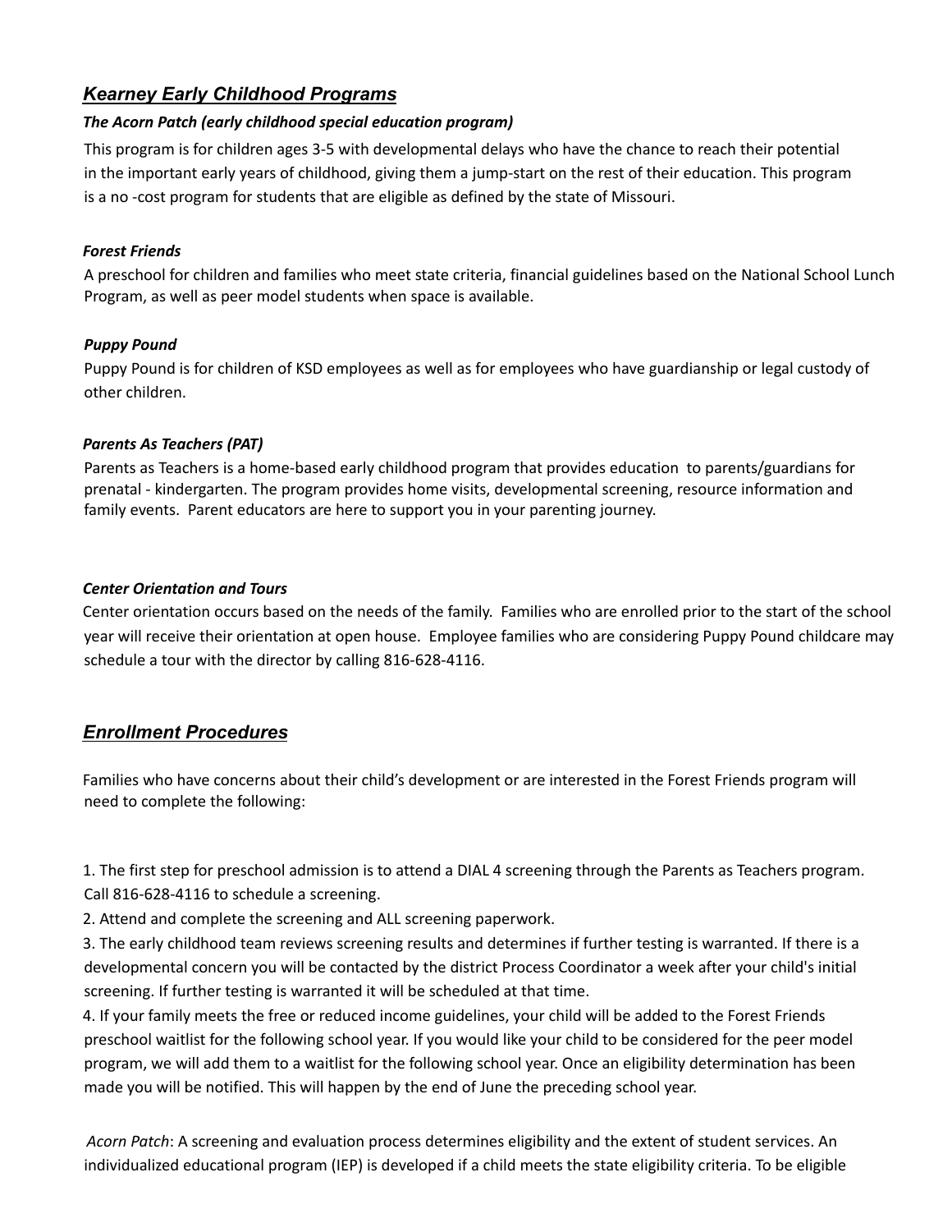## *Kearney Early Childhood Programs*

***The Acorn Patch (early childhood special education program)***

This program is for children ages 3-5 with developmental delays who have the chance to reach their potential in the important early years of childhood, giving them a jump-start on the rest of their education. This program is a no -cost program for students that are eligible as defined by the state of Missouri.

***Forest Friends***

A preschool for children and families who meet state criteria, financial guidelines based on the National School Lunch Program, as well as peer model students when space is available.

***Puppy Pound***

Puppy Pound is for children of KSD employees as well as for employees who have guardianship or legal custody of other children.

***Parents As Teachers (PAT)***

Parents as Teachers is a home-based early childhood program that provides education to parents/guardians for prenatal - kindergarten. The program provides home visits, developmental screening, resource information and family events. Parent educators are here to support you in your parenting journey.

***Center Orientation and Tours***

Center orientation occurs based on the needs of the family. Families who are enrolled prior to the start of the school year will receive their orientation at open house. Employee families who are considering Puppy Pound childcare may schedule a tour with the director by calling 816-628-4116.

## *Enrollment Procedures*

Families who have concerns about their child's development or are interested in the Forest Friends program will need to complete the following:

1. The first step for preschool admission is to attend a DIAL 4 screening through the Parents as Teachers program. Call 816-628-4116 to schedule a screening.
2. Attend and complete the screening and ALL screening paperwork.
3. The early childhood team reviews screening results and determines if further testing is warranted. If there is a developmental concern you will be contacted by the district Process Coordinator a week after your child's initial screening. If further testing is warranted it will be scheduled at that time.
4. If your family meets the free or reduced income guidelines, your child will be added to the Forest Friends preschool waitlist for the following school year. If you would like your child to be considered for the peer model program, we will add them to a waitlist for the following school year. Once an eligibility determination has been made you will be notified. This will happen by the end of June the preceding school year.

*Acorn Patch*: A screening and evaluation process determines eligibility and the extent of student services. An individualized educational program (IEP) is developed if a child meets the state eligibility criteria. To be eligible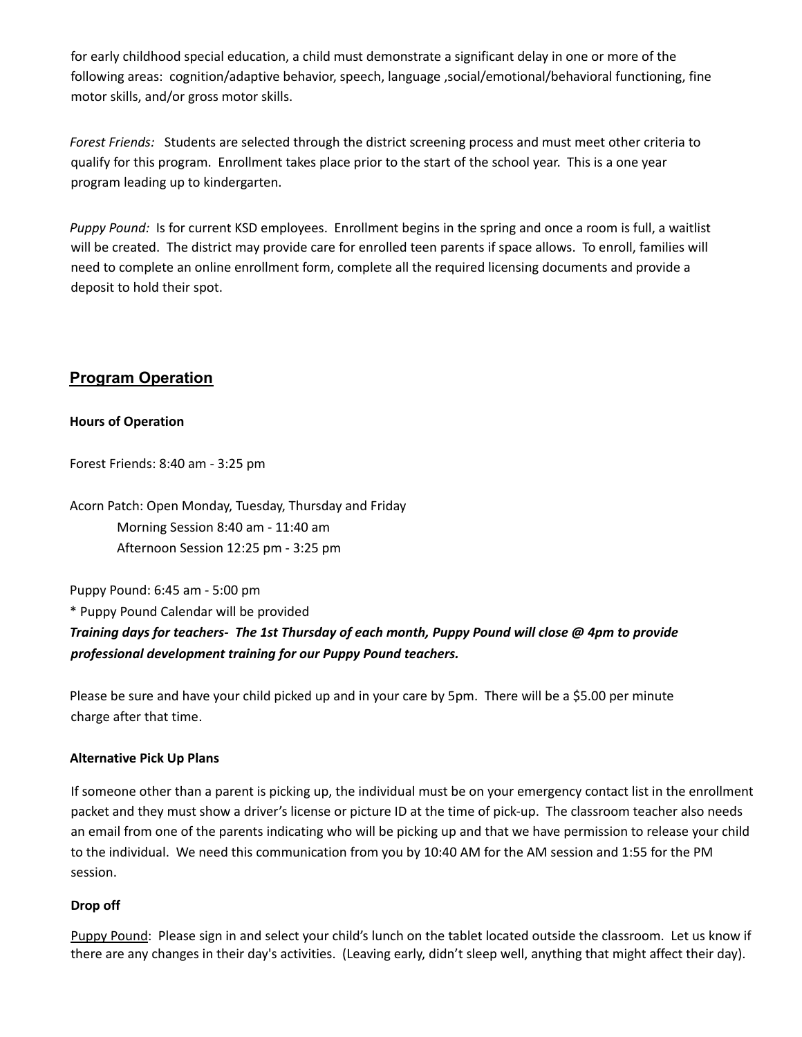for early childhood special education, a child must demonstrate a significant delay in one or more of the following areas: cognition/adaptive behavior, speech, language ,social/emotional/behavioral functioning, fine motor skills, and/or gross motor skills.

*Forest Friends:* Students are selected through the district screening process and must meet other criteria to qualify for this program. Enrollment takes place prior to the start of the school year. This is a one year program leading up to kindergarten.

*Puppy Pound:* Is for current KSD employees. Enrollment begins in the spring and once a room is full, a waitlist will be created. The district may provide care for enrolled teen parents if space allows. To enroll, families will need to complete an online enrollment form, complete all the required licensing documents and provide a deposit to hold their spot.

## Program Operation

**Hours of Operation**

Forest Friends: 8:40 am - 3:25 pm

Acorn Patch: Open Monday, Tuesday, Thursday and Friday

Morning Session 8:40 am - 11:40 am

Afternoon Session 12:25 pm - 3:25 pm

Puppy Pound: 6:45 am - 5:00 pm

* Puppy Pound Calendar will be provided

***Training days for teachers- The 1st Thursday of each month, Puppy Pound will close @ 4pm to provide professional development training for our Puppy Pound teachers.***

Please be sure and have your child picked up and in your care by 5pm. There will be a $5.00 per minute charge after that time.

**Alternative Pick Up Plans**

If someone other than a parent is picking up, the individual must be on your emergency contact list in the enrollment packet and they must show a driver's license or picture ID at the time of pick-up. The classroom teacher also needs an email from one of the parents indicating who will be picking up and that we have permission to release your child to the individual. We need this communication from you by 10:40 AM for the AM session and 1:55 for the PM session.

**Drop off**

<u>Puppy Pound</u>: Please sign in and select your child's lunch on the tablet located outside the classroom. Let us know if there are any changes in their day's activities. (Leaving early, didn't sleep well, anything that might affect their day).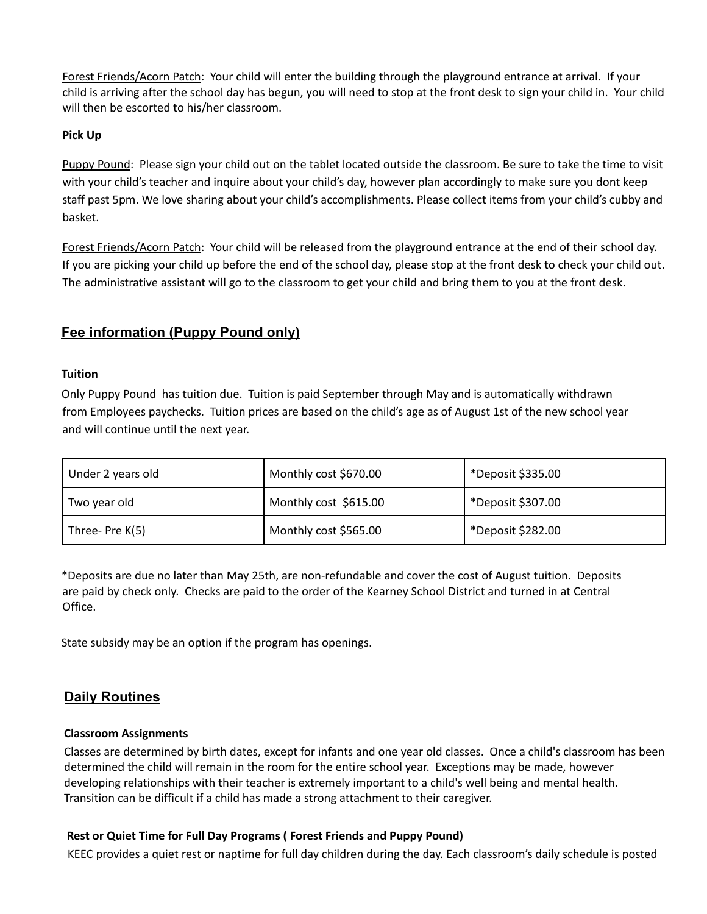Forest Friends/Acorn Patch: Your child will enter the building through the playground entrance at arrival. If your child is arriving after the school day has begun, you will need to stop at the front desk to sign your child in. Your child will then be escorted to his/her classroom.

**Pick Up**

Puppy Pound: Please sign your child out on the tablet located outside the classroom. Be sure to take the time to visit with your child's teacher and inquire about your child's day, however plan accordingly to make sure you dont keep staff past 5pm. We love sharing about your child's accomplishments. Please collect items from your child's cubby and basket.

Forest Friends/Acorn Patch: Your child will be released from the playground entrance at the end of their school day. If you are picking your child up before the end of the school day, please stop at the front desk to check your child out. The administrative assistant will go to the classroom to get your child and bring them to you at the front desk.

## Fee information (Puppy Pound only)

**Tuition**

Only Puppy Pound has tuition due. Tuition is paid September through May and is automatically withdrawn from Employees paychecks. Tuition prices are based on the child's age as of August 1st of the new school year and will continue until the next year.

| Under 2 years old | Monthly cost $670.00 | *Deposit $335.00 |
|---|---|---|
| Two year old | Monthly cost $615.00 | *Deposit $307.00 |
| Three- Pre K(5) | Monthly cost $565.00 | *Deposit $282.00 |

*Deposits are due no later than May 25th, are non-refundable and cover the cost of August tuition. Deposits are paid by check only. Checks are paid to the order of the Kearney School District and turned in at Central Office.

State subsidy may be an option if the program has openings.

## Daily Routines

**Classroom Assignments**

Classes are determined by birth dates, except for infants and one year old classes. Once a child's classroom has been determined the child will remain in the room for the entire school year. Exceptions may be made, however developing relationships with their teacher is extremely important to a child's well being and mental health. Transition can be difficult if a child has made a strong attachment to their caregiver.

**Rest or Quiet Time for Full Day Programs ( Forest Friends and Puppy Pound)**

KEEC provides a quiet rest or naptime for full day children during the day. Each classroom's daily schedule is posted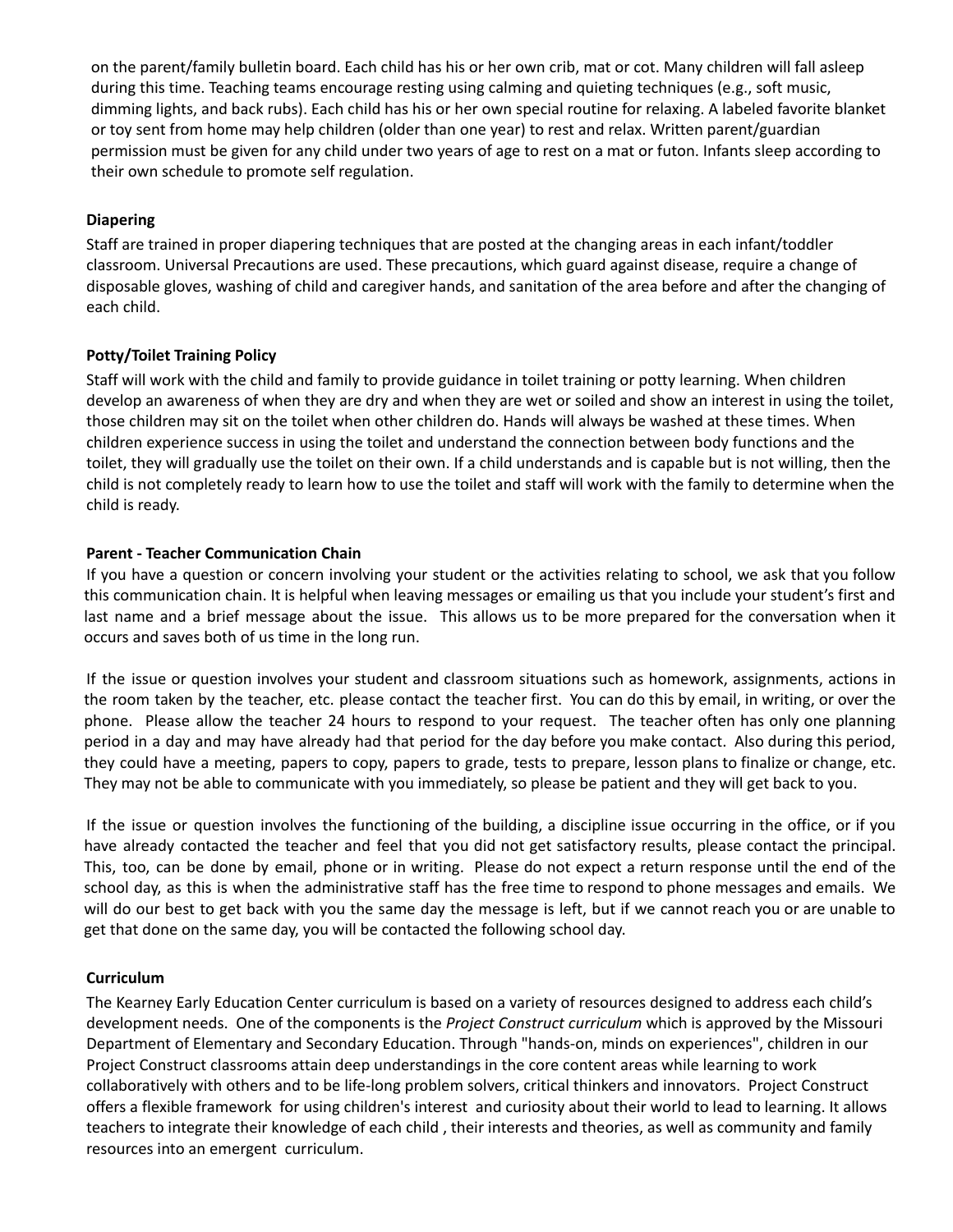on the parent/family bulletin board. Each child has his or her own crib, mat or cot. Many children will fall asleep during this time. Teaching teams encourage resting using calming and quieting techniques (e.g., soft music, dimming lights, and back rubs). Each child has his or her own special routine for relaxing. A labeled favorite blanket or toy sent from home may help children (older than one year) to rest and relax. Written parent/guardian permission must be given for any child under two years of age to rest on a mat or futon. Infants sleep according to their own schedule to promote self regulation.

**Diapering**

Staff are trained in proper diapering techniques that are posted at the changing areas in each infant/toddler classroom. Universal Precautions are used. These precautions, which guard against disease, require a change of disposable gloves, washing of child and caregiver hands, and sanitation of the area before and after the changing of each child.

**Potty/Toilet Training Policy**

Staff will work with the child and family to provide guidance in toilet training or potty learning. When children develop an awareness of when they are dry and when they are wet or soiled and show an interest in using the toilet, those children may sit on the toilet when other children do. Hands will always be washed at these times. When children experience success in using the toilet and understand the connection between body functions and the toilet, they will gradually use the toilet on their own. If a child understands and is capable but is not willing, then the child is not completely ready to learn how to use the toilet and staff will work with the family to determine when the child is ready.

**Parent - Teacher Communication Chain**

If you have a question or concern involving your student or the activities relating to school, we ask that you follow this communication chain. It is helpful when leaving messages or emailing us that you include your student's first and last name and a brief message about the issue. This allows us to be more prepared for the conversation when it occurs and saves both of us time in the long run.

If the issue or question involves your student and classroom situations such as homework, assignments, actions in the room taken by the teacher, etc. please contact the teacher first. You can do this by email, in writing, or over the phone. Please allow the teacher 24 hours to respond to your request. The teacher often has only one planning period in a day and may have already had that period for the day before you make contact. Also during this period, they could have a meeting, papers to copy, papers to grade, tests to prepare, lesson plans to finalize or change, etc. They may not be able to communicate with you immediately, so please be patient and they will get back to you.

If the issue or question involves the functioning of the building, a discipline issue occurring in the office, or if you have already contacted the teacher and feel that you did not get satisfactory results, please contact the principal. This, too, can be done by email, phone or in writing. Please do not expect a return response until the end of the school day, as this is when the administrative staff has the free time to respond to phone messages and emails. We will do our best to get back with you the same day the message is left, but if we cannot reach you or are unable to get that done on the same day, you will be contacted the following school day.

**Curriculum**

The Kearney Early Education Center curriculum is based on a variety of resources designed to address each child's development needs. One of the components is the *Project Construct curriculum* which is approved by the Missouri Department of Elementary and Secondary Education. Through "hands-on, minds on experiences", children in our Project Construct classrooms attain deep understandings in the core content areas while learning to work collaboratively with others and to be life-long problem solvers, critical thinkers and innovators. Project Construct offers a flexible framework for using children's interest and curiosity about their world to lead to learning. It allows teachers to integrate their knowledge of each child , their interests and theories, as well as community and family resources into an emergent curriculum.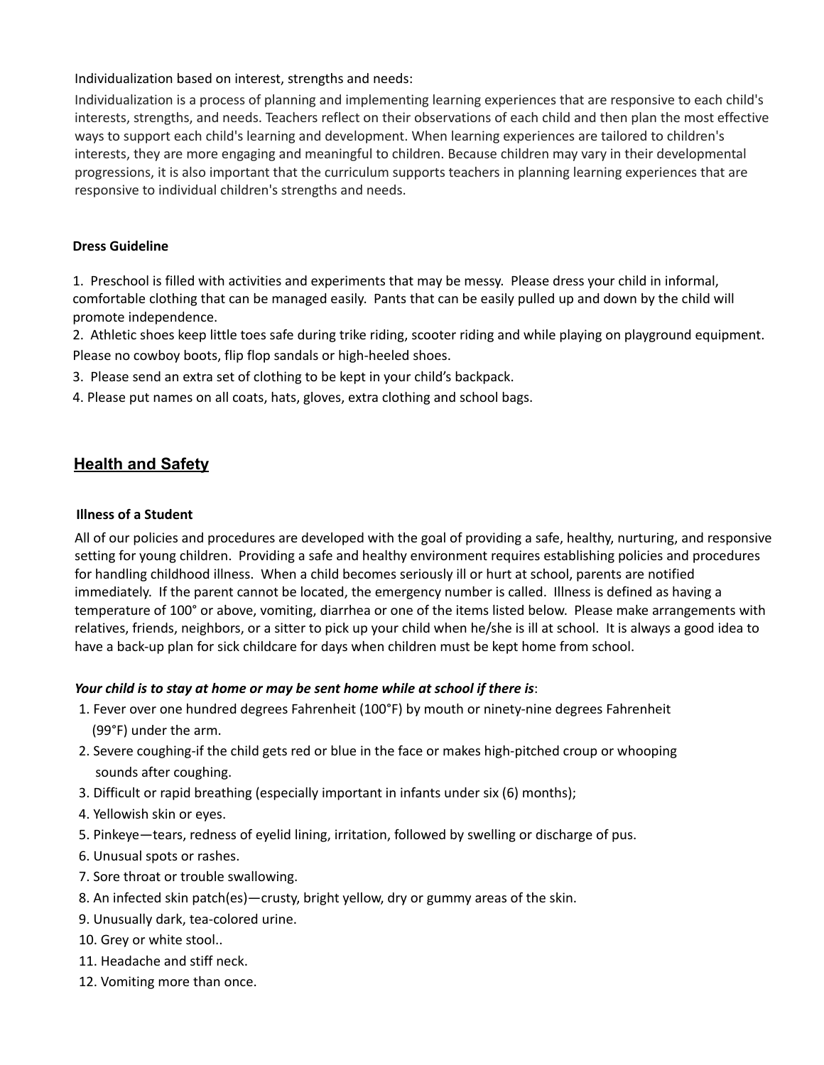Individualization based on interest, strengths and needs:

Individualization is a process of planning and implementing learning experiences that are responsive to each child's interests, strengths, and needs. Teachers reflect on their observations of each child and then plan the most effective ways to support each child's learning and development. When learning experiences are tailored to children's interests, they are more engaging and meaningful to children. Because children may vary in their developmental progressions, it is also important that the curriculum supports teachers in planning learning experiences that are responsive to individual children's strengths and needs.

**Dress Guideline**

1. Preschool is filled with activities and experiments that may be messy. Please dress your child in informal, comfortable clothing that can be managed easily. Pants that can be easily pulled up and down by the child will promote independence.
2. Athletic shoes keep little toes safe during trike riding, scooter riding and while playing on playground equipment. Please no cowboy boots, flip flop sandals or high-heeled shoes.
3. Please send an extra set of clothing to be kept in your child's backpack.
4. Please put names on all coats, hats, gloves, extra clothing and school bags.

## Health and Safety

**Illness of a Student**

All of our policies and procedures are developed with the goal of providing a safe, healthy, nurturing, and responsive setting for young children. Providing a safe and healthy environment requires establishing policies and procedures for handling childhood illness. When a child becomes seriously ill or hurt at school, parents are notified immediately. If the parent cannot be located, the emergency number is called. Illness is defined as having a temperature of 100° or above, vomiting, diarrhea or one of the items listed below. Please make arrangements with relatives, friends, neighbors, or a sitter to pick up your child when he/she is ill at school. It is always a good idea to have a back-up plan for sick childcare for days when children must be kept home from school.

***Your child is to stay at home or may be sent home while at school if there is***:

1. Fever over one hundred degrees Fahrenheit (100°F) by mouth or ninety-nine degrees Fahrenheit (99°F) under the arm.
2. Severe coughing-if the child gets red or blue in the face or makes high-pitched croup or whooping sounds after coughing.
3. Difficult or rapid breathing (especially important in infants under six (6) months);
4. Yellowish skin or eyes.
5. Pinkeye—tears, redness of eyelid lining, irritation, followed by swelling or discharge of pus.
6. Unusual spots or rashes.
7. Sore throat or trouble swallowing.
8. An infected skin patch(es)—crusty, bright yellow, dry or gummy areas of the skin.
9. Unusually dark, tea-colored urine.
10. Grey or white stool..
11. Headache and stiff neck.
12. Vomiting more than once.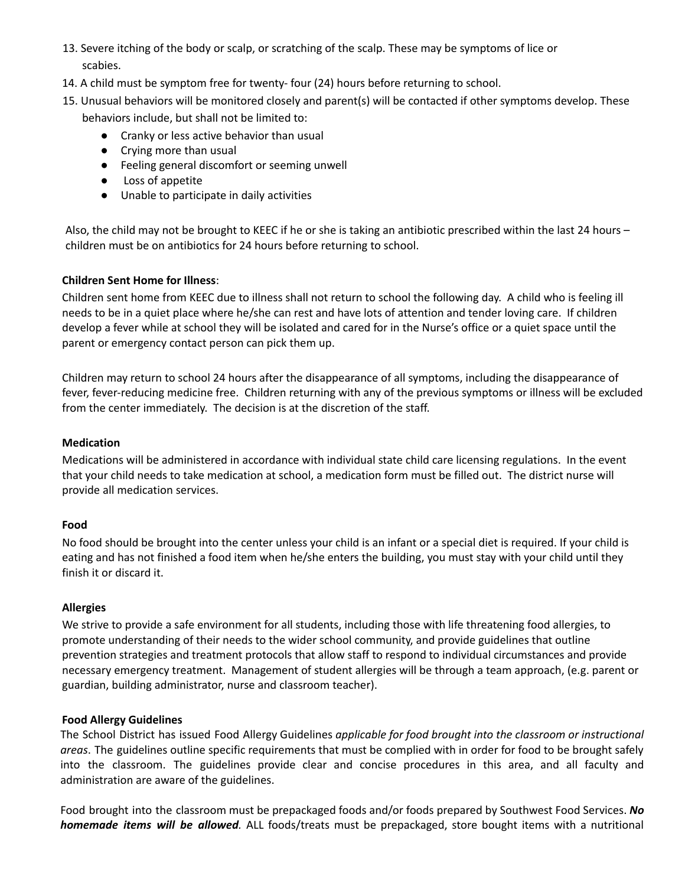13. Severe itching of the body or scalp, or scratching of the scalp. These may be symptoms of lice or scabies.
14. A child must be symptom free for twenty- four (24) hours before returning to school.
15. Unusual behaviors will be monitored closely and parent(s) will be contacted if other symptoms develop. These behaviors include, but shall not be limited to:
    - Cranky or less active behavior than usual
    - Crying more than usual
    - Feeling general discomfort or seeming unwell
    - Loss of appetite
    - Unable to participate in daily activities

Also, the child may not be brought to KEEC if he or she is taking an antibiotic prescribed within the last 24 hours – children must be on antibiotics for 24 hours before returning to school.

**Children Sent Home for Illness**:

Children sent home from KEEC due to illness shall not return to school the following day. A child who is feeling ill needs to be in a quiet place where he/she can rest and have lots of attention and tender loving care. If children develop a fever while at school they will be isolated and cared for in the Nurse's office or a quiet space until the parent or emergency contact person can pick them up.

Children may return to school 24 hours after the disappearance of all symptoms, including the disappearance of fever, fever-reducing medicine free. Children returning with any of the previous symptoms or illness will be excluded from the center immediately. The decision is at the discretion of the staff.

**Medication**

Medications will be administered in accordance with individual state child care licensing regulations. In the event that your child needs to take medication at school, a medication form must be filled out. The district nurse will provide all medication services.

**Food**

No food should be brought into the center unless your child is an infant or a special diet is required. If your child is eating and has not finished a food item when he/she enters the building, you must stay with your child until they finish it or discard it.

**Allergies**

We strive to provide a safe environment for all students, including those with life threatening food allergies, to promote understanding of their needs to the wider school community, and provide guidelines that outline prevention strategies and treatment protocols that allow staff to respond to individual circumstances and provide necessary emergency treatment. Management of student allergies will be through a team approach, (e.g. parent or guardian, building administrator, nurse and classroom teacher).

**Food Allergy Guidelines**

The School District has issued Food Allergy Guidelines *applicable for food brought into the classroom or instructional areas*. The guidelines outline specific requirements that must be complied with in order for food to be brought safely into the classroom. The guidelines provide clear and concise procedures in this area, and all faculty and administration are aware of the guidelines.

Food brought into the classroom must be prepackaged foods and/or foods prepared by Southwest Food Services. ***No homemade items will be allowed***. ALL foods/treats must be prepackaged, store bought items with a nutritional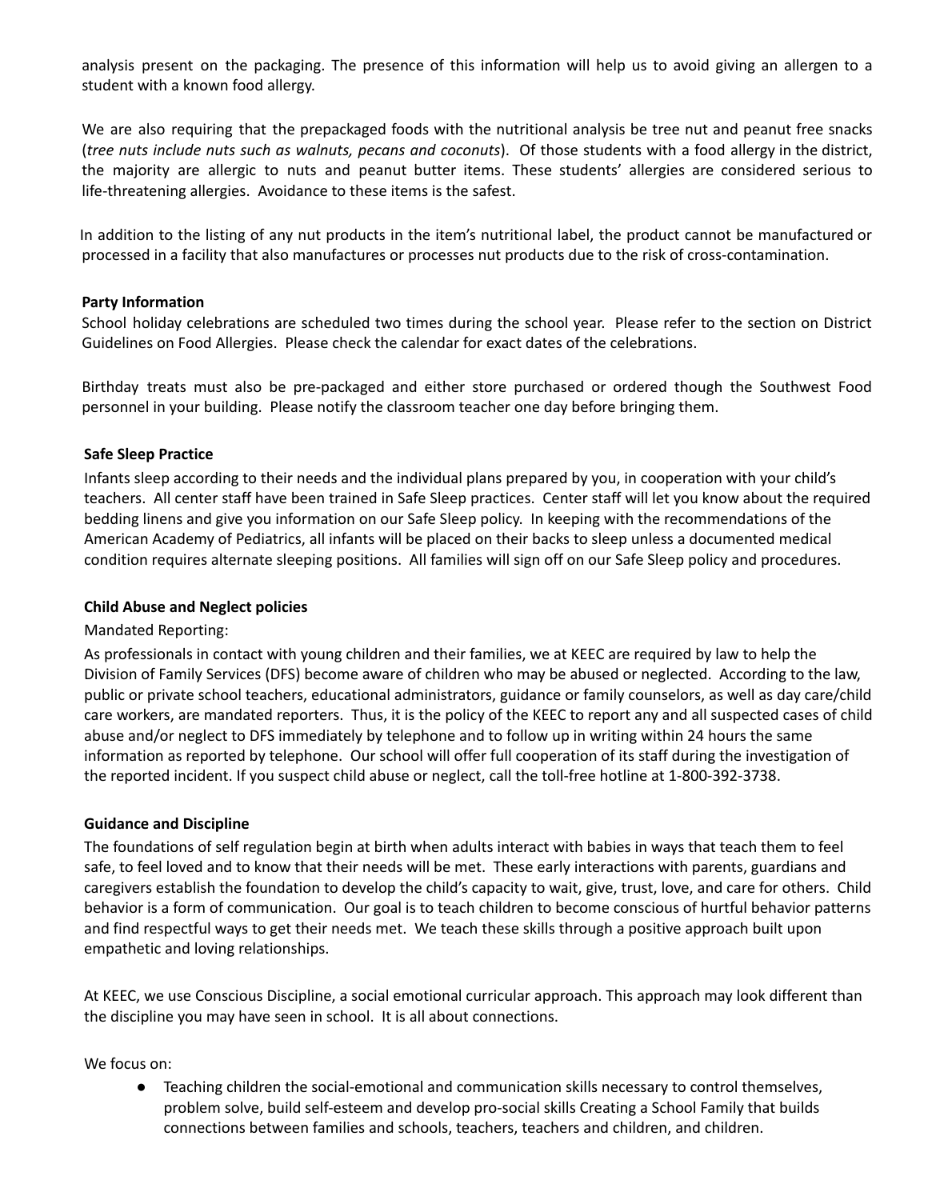analysis present on the packaging. The presence of this information will help us to avoid giving an allergen to a student with a known food allergy.

We are also requiring that the prepackaged foods with the nutritional analysis be tree nut and peanut free snacks (*tree nuts include nuts such as walnuts, pecans and coconuts*). Of those students with a food allergy in the district, the majority are allergic to nuts and peanut butter items. These students' allergies are considered serious to life-threatening allergies. Avoidance to these items is the safest.

In addition to the listing of any nut products in the item's nutritional label, the product cannot be manufactured or processed in a facility that also manufactures or processes nut products due to the risk of cross-contamination.

**Party Information**

School holiday celebrations are scheduled two times during the school year. Please refer to the section on District Guidelines on Food Allergies. Please check the calendar for exact dates of the celebrations.

Birthday treats must also be pre-packaged and either store purchased or ordered though the Southwest Food personnel in your building. Please notify the classroom teacher one day before bringing them.

**Safe Sleep Practice**

Infants sleep according to their needs and the individual plans prepared by you, in cooperation with your child's teachers. All center staff have been trained in Safe Sleep practices. Center staff will let you know about the required bedding linens and give you information on our Safe Sleep policy. In keeping with the recommendations of the American Academy of Pediatrics, all infants will be placed on their backs to sleep unless a documented medical condition requires alternate sleeping positions. All families will sign off on our Safe Sleep policy and procedures.

**Child Abuse and Neglect policies**

Mandated Reporting:

As professionals in contact with young children and their families, we at KEEC are required by law to help the Division of Family Services (DFS) become aware of children who may be abused or neglected. According to the law, public or private school teachers, educational administrators, guidance or family counselors, as well as day care/child care workers, are mandated reporters. Thus, it is the policy of the KEEC to report any and all suspected cases of child abuse and/or neglect to DFS immediately by telephone and to follow up in writing within 24 hours the same information as reported by telephone. Our school will offer full cooperation of its staff during the investigation of the reported incident. If you suspect child abuse or neglect, call the toll-free hotline at 1-800-392-3738.

**Guidance and Discipline**

The foundations of self regulation begin at birth when adults interact with babies in ways that teach them to feel safe, to feel loved and to know that their needs will be met. These early interactions with parents, guardians and caregivers establish the foundation to develop the child's capacity to wait, give, trust, love, and care for others. Child behavior is a form of communication. Our goal is to teach children to become conscious of hurtful behavior patterns and find respectful ways to get their needs met. We teach these skills through a positive approach built upon empathetic and loving relationships.

At KEEC, we use Conscious Discipline, a social emotional curricular approach. This approach may look different than the discipline you may have seen in school. It is all about connections.

We focus on:

- Teaching children the social-emotional and communication skills necessary to control themselves, problem solve, build self-esteem and develop pro-social skills Creating a School Family that builds connections between families and schools, teachers, teachers and children, and children.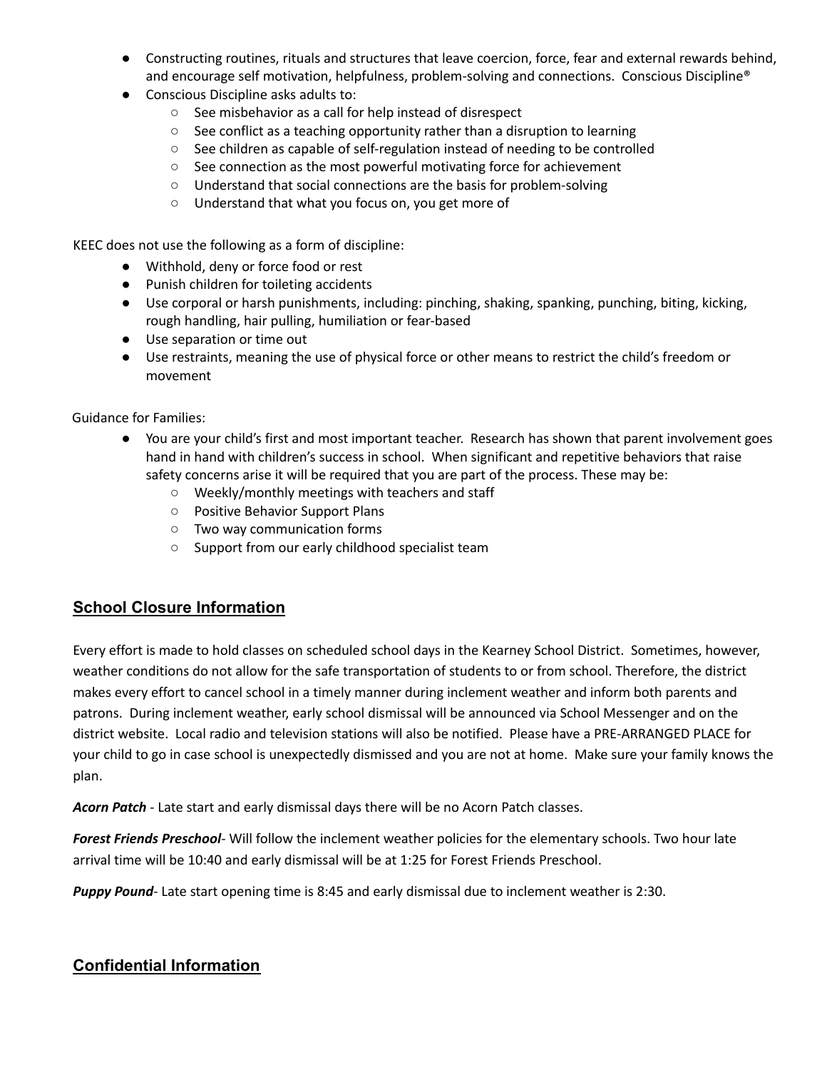- Constructing routines, rituals and structures that leave coercion, force, fear and external rewards behind, and encourage self motivation, helpfulness, problem-solving and connections. Conscious Discipline®
- Conscious Discipline asks adults to:
  - See misbehavior as a call for help instead of disrespect
  - See conflict as a teaching opportunity rather than a disruption to learning
  - See children as capable of self-regulation instead of needing to be controlled
  - See connection as the most powerful motivating force for achievement
  - Understand that social connections are the basis for problem-solving
  - Understand that what you focus on, you get more of

KEEC does not use the following as a form of discipline:

- Withhold, deny or force food or rest
- Punish children for toileting accidents
- Use corporal or harsh punishments, including: pinching, shaking, spanking, punching, biting, kicking, rough handling, hair pulling, humiliation or fear-based
- Use separation or time out
- Use restraints, meaning the use of physical force or other means to restrict the child's freedom or movement

Guidance for Families:

- You are your child's first and most important teacher. Research has shown that parent involvement goes hand in hand with children's success in school. When significant and repetitive behaviors that raise safety concerns arise it will be required that you are part of the process. These may be:
  - Weekly/monthly meetings with teachers and staff
  - Positive Behavior Support Plans
  - Two way communication forms
  - Support from our early childhood specialist team

## School Closure Information

Every effort is made to hold classes on scheduled school days in the Kearney School District. Sometimes, however, weather conditions do not allow for the safe transportation of students to or from school. Therefore, the district makes every effort to cancel school in a timely manner during inclement weather and inform both parents and patrons. During inclement weather, early school dismissal will be announced via School Messenger and on the district website. Local radio and television stations will also be notified. Please have a PRE-ARRANGED PLACE for your child to go in case school is unexpectedly dismissed and you are not at home. Make sure your family knows the plan.

***Acorn Patch*** - Late start and early dismissal days there will be no Acorn Patch classes.

***Forest Friends Preschool***- Will follow the inclement weather policies for the elementary schools. Two hour late arrival time will be 10:40 and early dismissal will be at 1:25 for Forest Friends Preschool.

***Puppy Pound***- Late start opening time is 8:45 and early dismissal due to inclement weather is 2:30.

## Confidential Information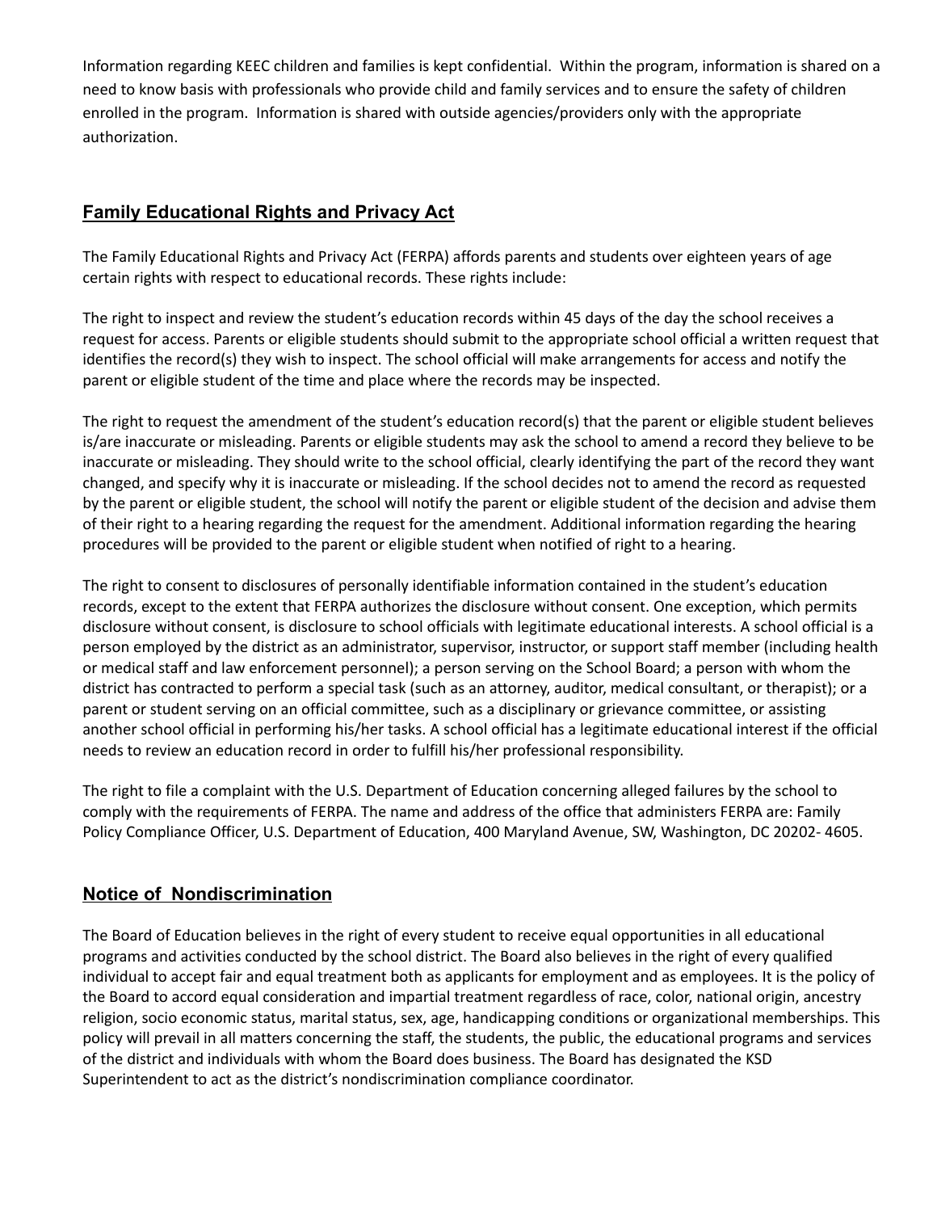Information regarding KEEC children and families is kept confidential. Within the program, information is shared on a need to know basis with professionals who provide child and family services and to ensure the safety of children enrolled in the program. Information is shared with outside agencies/providers only with the appropriate authorization.

## Family Educational Rights and Privacy Act

The Family Educational Rights and Privacy Act (FERPA) affords parents and students over eighteen years of age certain rights with respect to educational records. These rights include:

The right to inspect and review the student's education records within 45 days of the day the school receives a request for access. Parents or eligible students should submit to the appropriate school official a written request that identifies the record(s) they wish to inspect. The school official will make arrangements for access and notify the parent or eligible student of the time and place where the records may be inspected.

The right to request the amendment of the student's education record(s) that the parent or eligible student believes is/are inaccurate or misleading. Parents or eligible students may ask the school to amend a record they believe to be inaccurate or misleading. They should write to the school official, clearly identifying the part of the record they want changed, and specify why it is inaccurate or misleading. If the school decides not to amend the record as requested by the parent or eligible student, the school will notify the parent or eligible student of the decision and advise them of their right to a hearing regarding the request for the amendment. Additional information regarding the hearing procedures will be provided to the parent or eligible student when notified of right to a hearing.

The right to consent to disclosures of personally identifiable information contained in the student's education records, except to the extent that FERPA authorizes the disclosure without consent. One exception, which permits disclosure without consent, is disclosure to school officials with legitimate educational interests. A school official is a person employed by the district as an administrator, supervisor, instructor, or support staff member (including health or medical staff and law enforcement personnel); a person serving on the School Board; a person with whom the district has contracted to perform a special task (such as an attorney, auditor, medical consultant, or therapist); or a parent or student serving on an official committee, such as a disciplinary or grievance committee, or assisting another school official in performing his/her tasks. A school official has a legitimate educational interest if the official needs to review an education record in order to fulfill his/her professional responsibility.

The right to file a complaint with the U.S. Department of Education concerning alleged failures by the school to comply with the requirements of FERPA. The name and address of the office that administers FERPA are: Family Policy Compliance Officer, U.S. Department of Education, 400 Maryland Avenue, SW, Washington, DC 20202- 4605.

## Notice of Nondiscrimination

The Board of Education believes in the right of every student to receive equal opportunities in all educational programs and activities conducted by the school district. The Board also believes in the right of every qualified individual to accept fair and equal treatment both as applicants for employment and as employees. It is the policy of the Board to accord equal consideration and impartial treatment regardless of race, color, national origin, ancestry religion, socio economic status, marital status, sex, age, handicapping conditions or organizational memberships. This policy will prevail in all matters concerning the staff, the students, the public, the educational programs and services of the district and individuals with whom the Board does business. The Board has designated the KSD Superintendent to act as the district's nondiscrimination compliance coordinator.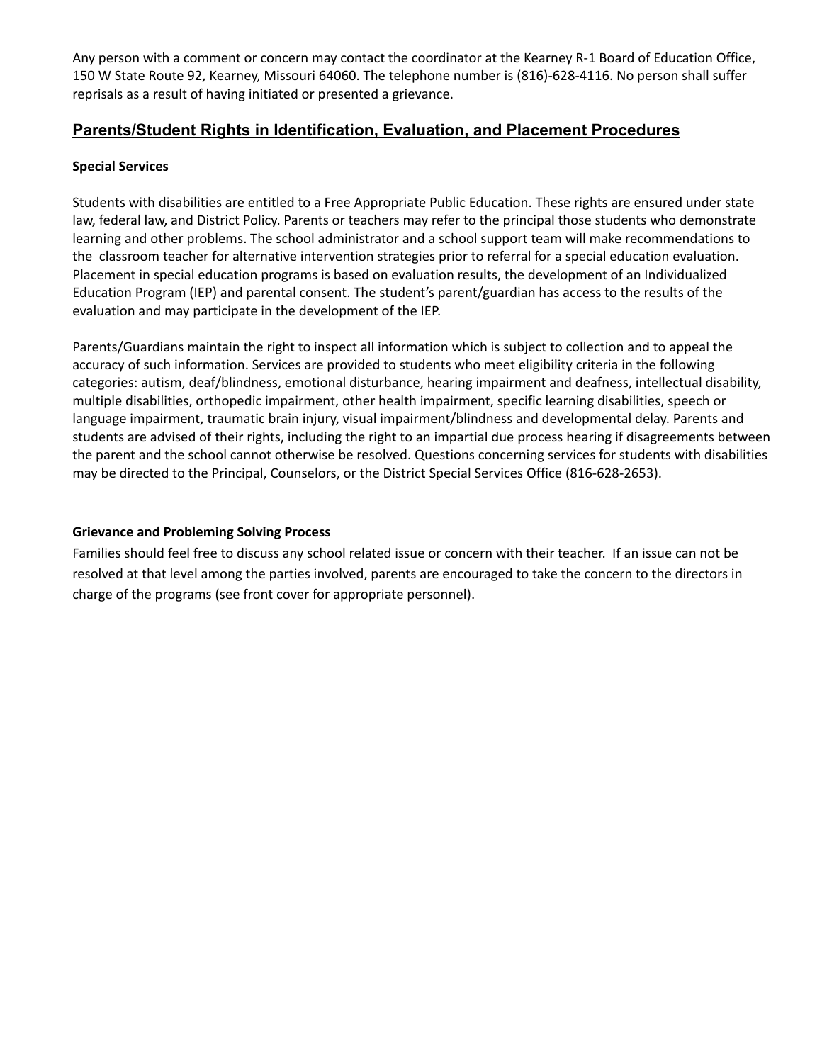Any person with a comment or concern may contact the coordinator at the Kearney R-1 Board of Education Office, 150 W State Route 92, Kearney, Missouri 64060. The telephone number is (816)-628-4116. No person shall suffer reprisals as a result of having initiated or presented a grievance.

## Parents/Student Rights in Identification, Evaluation, and Placement Procedures

### Special Services

Students with disabilities are entitled to a Free Appropriate Public Education. These rights are ensured under state law, federal law, and District Policy. Parents or teachers may refer to the principal those students who demonstrate learning and other problems. The school administrator and a school support team will make recommendations to the classroom teacher for alternative intervention strategies prior to referral for a special education evaluation. Placement in special education programs is based on evaluation results, the development of an Individualized Education Program (IEP) and parental consent. The student's parent/guardian has access to the results of the evaluation and may participate in the development of the IEP.

Parents/Guardians maintain the right to inspect all information which is subject to collection and to appeal the accuracy of such information. Services are provided to students who meet eligibility criteria in the following categories: autism, deaf/blindness, emotional disturbance, hearing impairment and deafness, intellectual disability, multiple disabilities, orthopedic impairment, other health impairment, specific learning disabilities, speech or language impairment, traumatic brain injury, visual impairment/blindness and developmental delay. Parents and students are advised of their rights, including the right to an impartial due process hearing if disagreements between the parent and the school cannot otherwise be resolved. Questions concerning services for students with disabilities may be directed to the Principal, Counselors, or the District Special Services Office (816-628-2653).

### Grievance and Probleming Solving Process

Families should feel free to discuss any school related issue or concern with their teacher. If an issue can not be resolved at that level among the parties involved, parents are encouraged to take the concern to the directors in charge of the programs (see front cover for appropriate personnel).